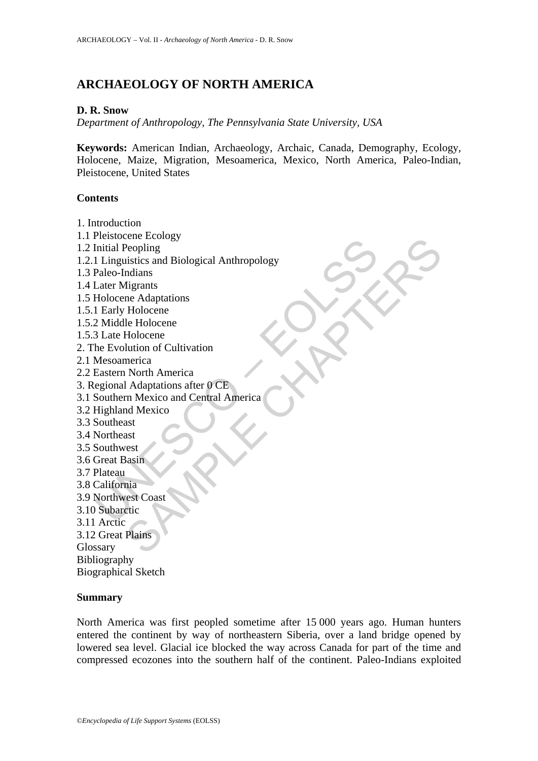# ARCHAEOLOGY OF NORTH AMERICA

**D. R. Snow**

*Department of Anthropology, The Pennsylvania State University, USA*

**Keywords:** American Indian, Archaeology, Archaic, Canada, Demography, Ecology, Holocene, Maize, Migration, Mesoamerica, Mexico, North America, Paleo-Indian, Pleistocene, United States

## Contents

1. Introduction
1.1 Pleistocene Ecology
1.2 Initial Peopling
1.2.1 Linguistics and Biological Anthropology
1.3 Paleo-Indians
1.4 Later Migrants
1.5 Holocene Adaptations
1.5.1 Early Holocene
1.5.2 Middle Holocene
1.5.3 Late Holocene
2. The Evolution of Cultivation
2.1 Mesoamerica
2.2 Eastern North America
3. Regional Adaptations after 0 CE
3.1 Southern Mexico and Central America
3.2 Highland Mexico
3.3 Southeast
3.4 Northeast
3.5 Southwest
3.6 Great Basin
3.7 Plateau
3.8 California
3.9 Northwest Coast
3.10 Subarctic
3.11 Arctic
3.12 Great Plains
Glossary
Bibliography
Biographical Sketch

## Summary

North America was first peopled sometime after 15 000 years ago. Human hunters entered the continent by way of northeastern Siberia, over a land bridge opened by lowered sea level. Glacial ice blocked the way across Canada for part of the time and compressed ecozones into the southern half of the continent. Paleo-Indians exploited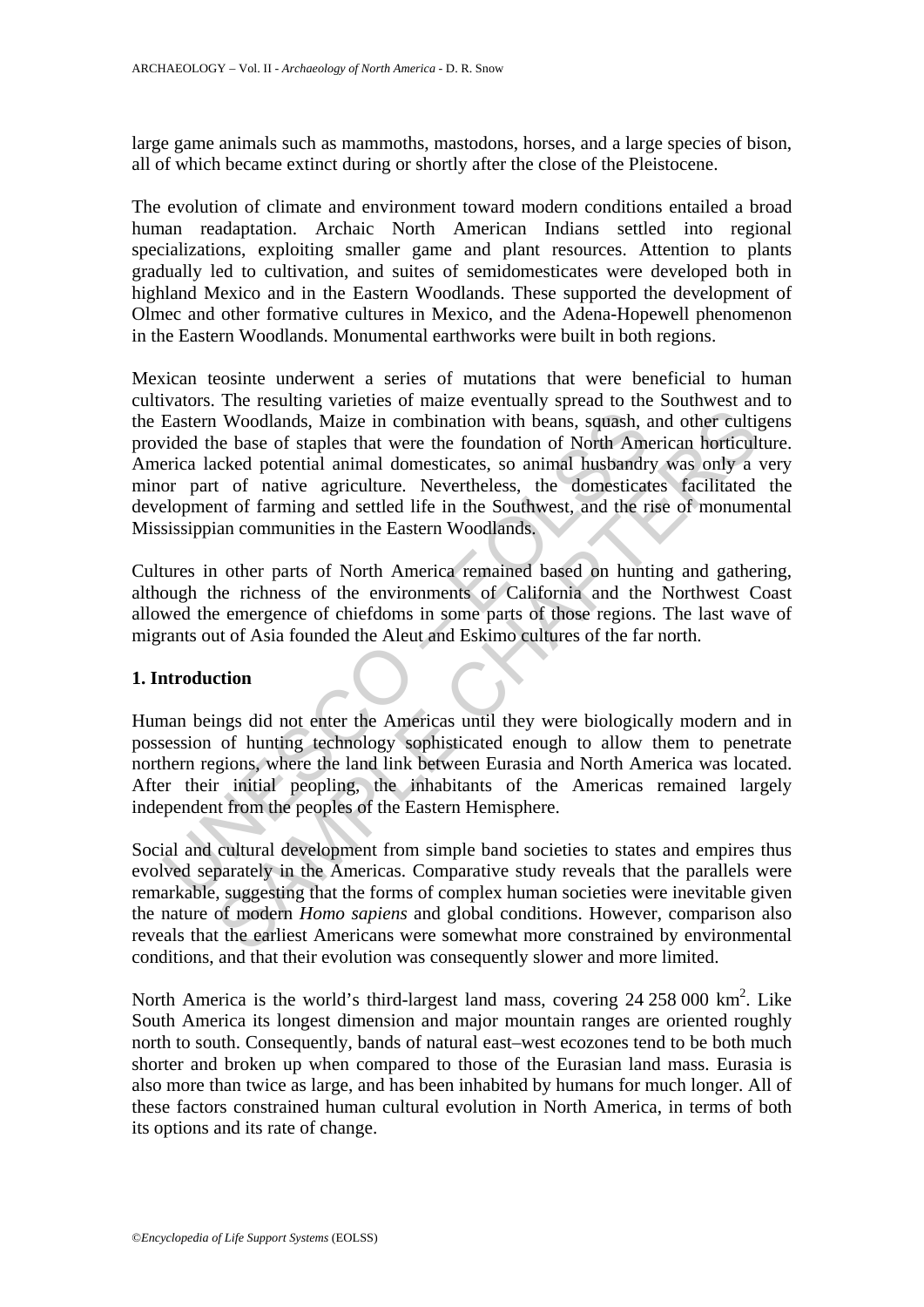large game animals such as mammoths, mastodons, horses, and a large species of bison, all of which became extinct during or shortly after the close of the Pleistocene.

The evolution of climate and environment toward modern conditions entailed a broad human readaptation. Archaic North American Indians settled into regional specializations, exploiting smaller game and plant resources. Attention to plants gradually led to cultivation, and suites of semidomesticates were developed both in highland Mexico and in the Eastern Woodlands. These supported the development of Olmec and other formative cultures in Mexico, and the Adena-Hopewell phenomenon in the Eastern Woodlands. Monumental earthworks were built in both regions.

Mexican teosinte underwent a series of mutations that were beneficial to human cultivators. The resulting varieties of maize eventually spread to the Southwest and to the Eastern Woodlands, Maize in combination with beans, squash, and other cultigens provided the base of staples that were the foundation of North American horticulture. America lacked potential animal domesticates, so animal husbandry was only a very minor part of native agriculture. Nevertheless, the domesticates facilitated the development of farming and settled life in the Southwest, and the rise of monumental Mississippian communities in the Eastern Woodlands.

Cultures in other parts of North America remained based on hunting and gathering, although the richness of the environments of California and the Northwest Coast allowed the emergence of chiefdoms in some parts of those regions. The last wave of migrants out of Asia founded the Aleut and Eskimo cultures of the far north.

## 1. Introduction

Human beings did not enter the Americas until they were biologically modern and in possession of hunting technology sophisticated enough to allow them to penetrate northern regions, where the land link between Eurasia and North America was located. After their initial peopling, the inhabitants of the Americas remained largely independent from the peoples of the Eastern Hemisphere.

Social and cultural development from simple band societies to states and empires thus evolved separately in the Americas. Comparative study reveals that the parallels were remarkable, suggesting that the forms of complex human societies were inevitable given the nature of modern *Homo sapiens* and global conditions. However, comparison also reveals that the earliest Americans were somewhat more constrained by environmental conditions, and that their evolution was consequently slower and more limited.

North America is the world's third-largest land mass, covering 24 258 000 km$^2$. Like South America its longest dimension and major mountain ranges are oriented roughly north to south. Consequently, bands of natural east–west ecozones tend to be both much shorter and broken up when compared to those of the Eurasian land mass. Eurasia is also more than twice as large, and has been inhabited by humans for much longer. All of these factors constrained human cultural evolution in North America, in terms of both its options and its rate of change.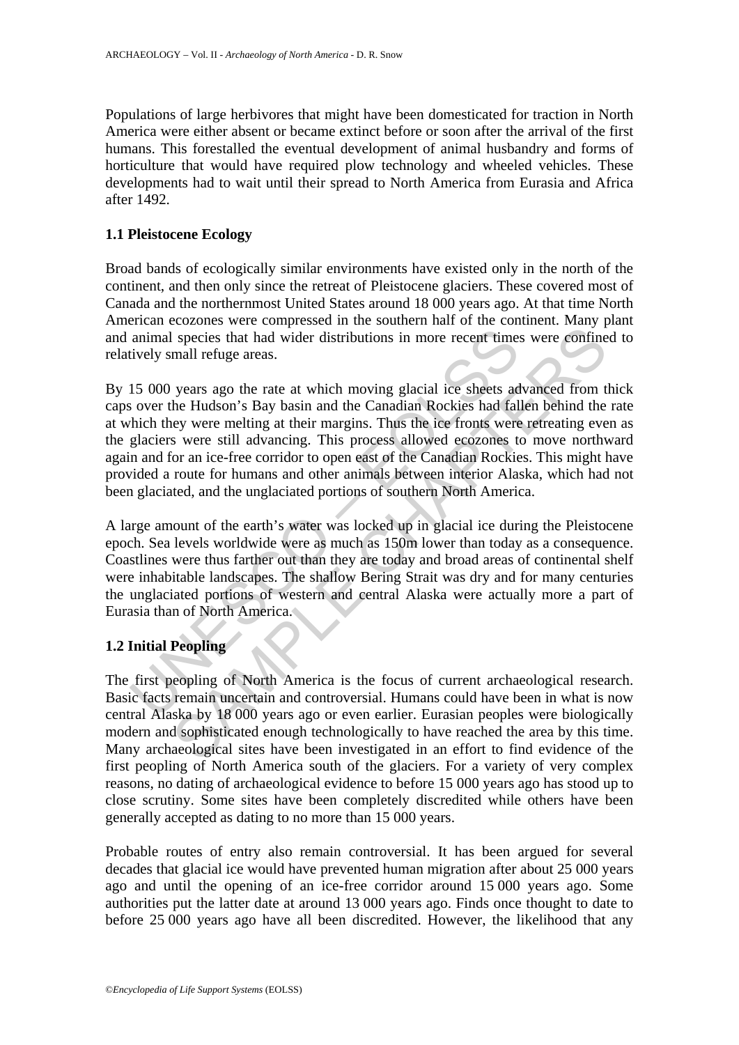Populations of large herbivores that might have been domesticated for traction in North America were either absent or became extinct before or soon after the arrival of the first humans. This forestalled the eventual development of animal husbandry and forms of horticulture that would have required plow technology and wheeled vehicles. These developments had to wait until their spread to North America from Eurasia and Africa after 1492.

### 1.1 Pleistocene Ecology

Broad bands of ecologically similar environments have existed only in the north of the continent, and then only since the retreat of Pleistocene glaciers. These covered most of Canada and the northernmost United States around 18 000 years ago. At that time North American ecozones were compressed in the southern half of the continent. Many plant and animal species that had wider distributions in more recent times were confined to relatively small refuge areas.

By 15 000 years ago the rate at which moving glacial ice sheets advanced from thick caps over the Hudson's Bay basin and the Canadian Rockies had fallen behind the rate at which they were melting at their margins. Thus the ice fronts were retreating even as the glaciers were still advancing. This process allowed ecozones to move northward again and for an ice-free corridor to open east of the Canadian Rockies. This might have provided a route for humans and other animals between interior Alaska, which had not been glaciated, and the unglaciated portions of southern North America.

A large amount of the earth's water was locked up in glacial ice during the Pleistocene epoch. Sea levels worldwide were as much as 150m lower than today as a consequence. Coastlines were thus farther out than they are today and broad areas of continental shelf were inhabitable landscapes. The shallow Bering Strait was dry and for many centuries the unglaciated portions of western and central Alaska were actually more a part of Eurasia than of North America.

### 1.2 Initial Peopling

The first peopling of North America is the focus of current archaeological research. Basic facts remain uncertain and controversial. Humans could have been in what is now central Alaska by 18 000 years ago or even earlier. Eurasian peoples were biologically modern and sophisticated enough technologically to have reached the area by this time. Many archaeological sites have been investigated in an effort to find evidence of the first peopling of North America south of the glaciers. For a variety of very complex reasons, no dating of archaeological evidence to before 15 000 years ago has stood up to close scrutiny. Some sites have been completely discredited while others have been generally accepted as dating to no more than 15 000 years.

Probable routes of entry also remain controversial. It has been argued for several decades that glacial ice would have prevented human migration after about 25 000 years ago and until the opening of an ice-free corridor around 15 000 years ago. Some authorities put the latter date at around 13 000 years ago. Finds once thought to date to before 25 000 years ago have all been discredited. However, the likelihood that any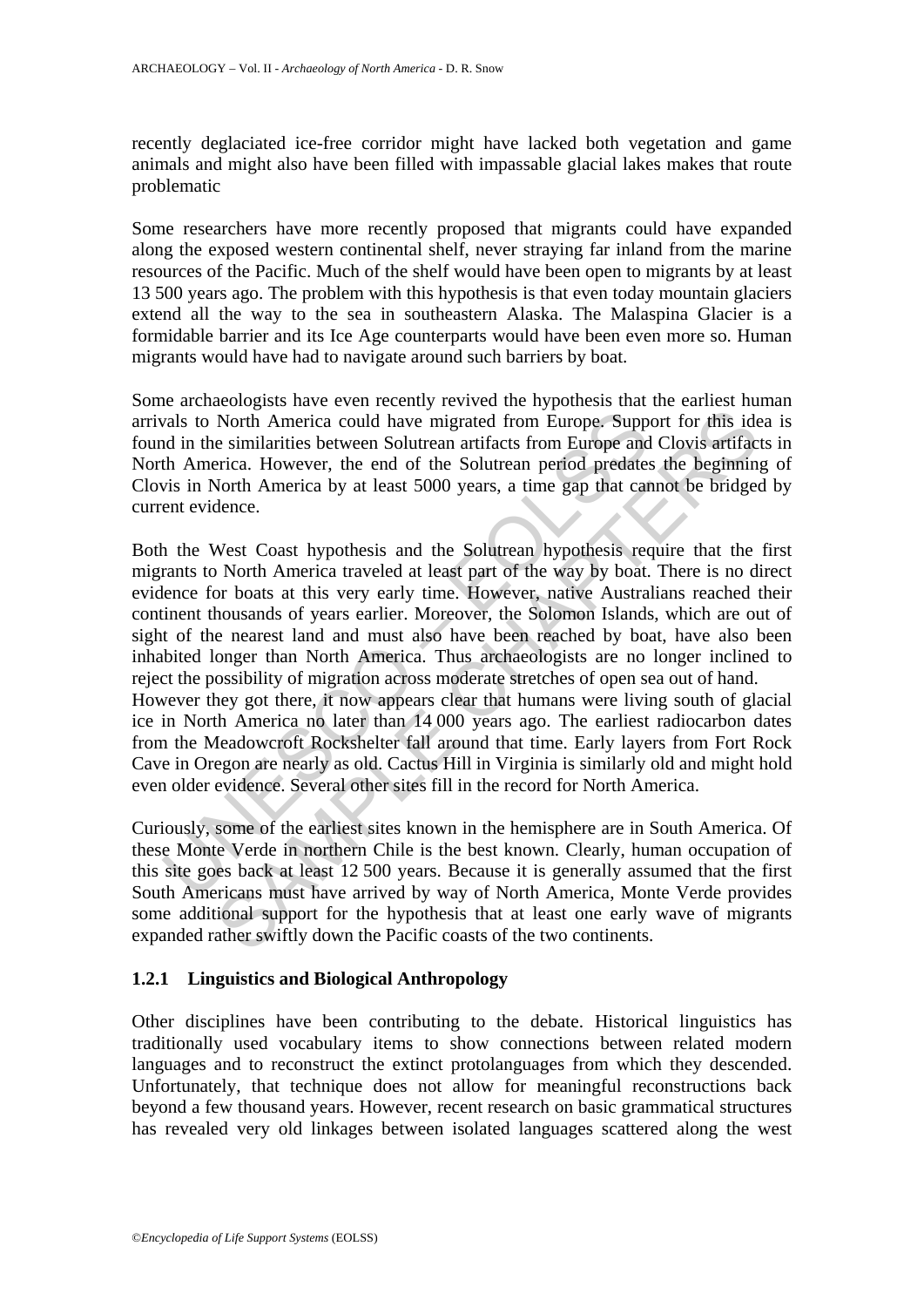recently deglaciated ice-free corridor might have lacked both vegetation and game animals and might also have been filled with impassable glacial lakes makes that route problematic

Some researchers have more recently proposed that migrants could have expanded along the exposed western continental shelf, never straying far inland from the marine resources of the Pacific. Much of the shelf would have been open to migrants by at least 13 500 years ago. The problem with this hypothesis is that even today mountain glaciers extend all the way to the sea in southeastern Alaska. The Malaspina Glacier is a formidable barrier and its Ice Age counterparts would have been even more so. Human migrants would have had to navigate around such barriers by boat.

Some archaeologists have even recently revived the hypothesis that the earliest human arrivals to North America could have migrated from Europe. Support for this idea is found in the similarities between Solutrean artifacts from Europe and Clovis artifacts in North America. However, the end of the Solutrean period predates the beginning of Clovis in North America by at least 5000 years, a time gap that cannot be bridged by current evidence.

Both the West Coast hypothesis and the Solutrean hypothesis require that the first migrants to North America traveled at least part of the way by boat. There is no direct evidence for boats at this very early time. However, native Australians reached their continent thousands of years earlier. Moreover, the Solomon Islands, which are out of sight of the nearest land and must also have been reached by boat, have also been inhabited longer than North America. Thus archaeologists are no longer inclined to reject the possibility of migration across moderate stretches of open sea out of hand.
However they got there, it now appears clear that humans were living south of glacial ice in North America no later than 14 000 years ago. The earliest radiocarbon dates from the Meadowcroft Rockshelter fall around that time. Early layers from Fort Rock Cave in Oregon are nearly as old. Cactus Hill in Virginia is similarly old and might hold even older evidence. Several other sites fill in the record for North America.

Curiously, some of the earliest sites known in the hemisphere are in South America. Of these Monte Verde in northern Chile is the best known. Clearly, human occupation of this site goes back at least 12 500 years. Because it is generally assumed that the first South Americans must have arrived by way of North America, Monte Verde provides some additional support for the hypothesis that at least one early wave of migrants expanded rather swiftly down the Pacific coasts of the two continents.

### 1.2.1 Linguistics and Biological Anthropology

Other disciplines have been contributing to the debate. Historical linguistics has traditionally used vocabulary items to show connections between related modern languages and to reconstruct the extinct protolanguages from which they descended. Unfortunately, that technique does not allow for meaningful reconstructions back beyond a few thousand years. However, recent research on basic grammatical structures has revealed very old linkages between isolated languages scattered along the west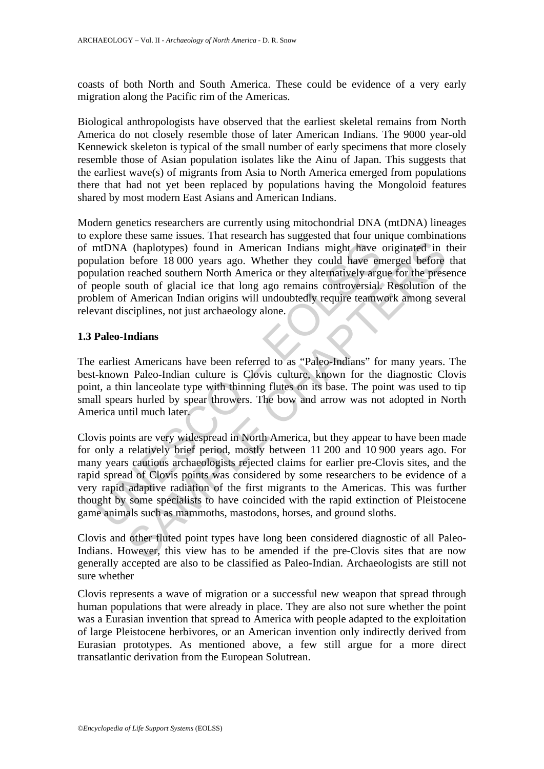coasts of both North and South America. These could be evidence of a very early migration along the Pacific rim of the Americas.

Biological anthropologists have observed that the earliest skeletal remains from North America do not closely resemble those of later American Indians. The 9000 year-old Kennewick skeleton is typical of the small number of early specimens that more closely resemble those of Asian population isolates like the Ainu of Japan. This suggests that the earliest wave(s) of migrants from Asia to North America emerged from populations there that had not yet been replaced by populations having the Mongoloid features shared by most modern East Asians and American Indians.

Modern genetics researchers are currently using mitochondrial DNA (mtDNA) lineages to explore these same issues. That research has suggested that four unique combinations of mtDNA (haplotypes) found in American Indians might have originated in their population before 18 000 years ago. Whether they could have emerged before that population reached southern North America or they alternatively argue for the presence of people south of glacial ice that long ago remains controversial. Resolution of the problem of American Indian origins will undoubtedly require teamwork among several relevant disciplines, not just archaeology alone.

### 1.3 Paleo-Indians

The earliest Americans have been referred to as "Paleo-Indians" for many years. The best-known Paleo-Indian culture is Clovis culture, known for the diagnostic Clovis point, a thin lanceolate type with thinning flutes on its base. The point was used to tip small spears hurled by spear throwers. The bow and arrow was not adopted in North America until much later.

Clovis points are very widespread in North America, but they appear to have been made for only a relatively brief period, mostly between 11 200 and 10 900 years ago. For many years cautious archaeologists rejected claims for earlier pre-Clovis sites, and the rapid spread of Clovis points was considered by some researchers to be evidence of a very rapid adaptive radiation of the first migrants to the Americas. This was further thought by some specialists to have coincided with the rapid extinction of Pleistocene game animals such as mammoths, mastodons, horses, and ground sloths.

Clovis and other fluted point types have long been considered diagnostic of all Paleo-Indians. However, this view has to be amended if the pre-Clovis sites that are now generally accepted are also to be classified as Paleo-Indian. Archaeologists are still not sure whether

Clovis represents a wave of migration or a successful new weapon that spread through human populations that were already in place. They are also not sure whether the point was a Eurasian invention that spread to America with people adapted to the exploitation of large Pleistocene herbivores, or an American invention only indirectly derived from Eurasian prototypes. As mentioned above, a few still argue for a more direct transatlantic derivation from the European Solutrean.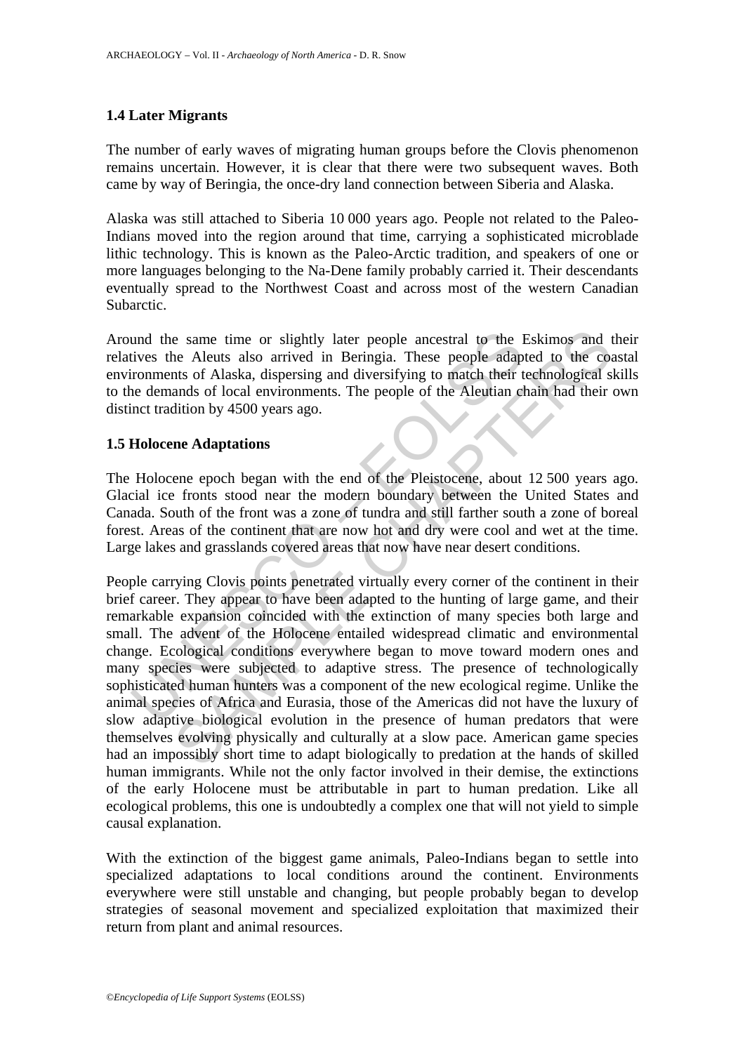### 1.4 Later Migrants

The number of early waves of migrating human groups before the Clovis phenomenon remains uncertain. However, it is clear that there were two subsequent waves. Both came by way of Beringia, the once-dry land connection between Siberia and Alaska.

Alaska was still attached to Siberia 10 000 years ago. People not related to the Paleo-Indians moved into the region around that time, carrying a sophisticated microblade lithic technology. This is known as the Paleo-Arctic tradition, and speakers of one or more languages belonging to the Na-Dene family probably carried it. Their descendants eventually spread to the Northwest Coast and across most of the western Canadian Subarctic.

Around the same time or slightly later people ancestral to the Eskimos and their relatives the Aleuts also arrived in Beringia. These people adapted to the coastal environments of Alaska, dispersing and diversifying to match their technological skills to the demands of local environments. The people of the Aleutian chain had their own distinct tradition by 4500 years ago.

### 1.5 Holocene Adaptations

The Holocene epoch began with the end of the Pleistocene, about 12 500 years ago. Glacial ice fronts stood near the modern boundary between the United States and Canada. South of the front was a zone of tundra and still farther south a zone of boreal forest. Areas of the continent that are now hot and dry were cool and wet at the time. Large lakes and grasslands covered areas that now have near desert conditions.

People carrying Clovis points penetrated virtually every corner of the continent in their brief career. They appear to have been adapted to the hunting of large game, and their remarkable expansion coincided with the extinction of many species both large and small. The advent of the Holocene entailed widespread climatic and environmental change. Ecological conditions everywhere began to move toward modern ones and many species were subjected to adaptive stress. The presence of technologically sophisticated human hunters was a component of the new ecological regime. Unlike the animal species of Africa and Eurasia, those of the Americas did not have the luxury of slow adaptive biological evolution in the presence of human predators that were themselves evolving physically and culturally at a slow pace. American game species had an impossibly short time to adapt biologically to predation at the hands of skilled human immigrants. While not the only factor involved in their demise, the extinctions of the early Holocene must be attributable in part to human predation. Like all ecological problems, this one is undoubtedly a complex one that will not yield to simple causal explanation.

With the extinction of the biggest game animals, Paleo-Indians began to settle into specialized adaptations to local conditions around the continent. Environments everywhere were still unstable and changing, but people probably began to develop strategies of seasonal movement and specialized exploitation that maximized their return from plant and animal resources.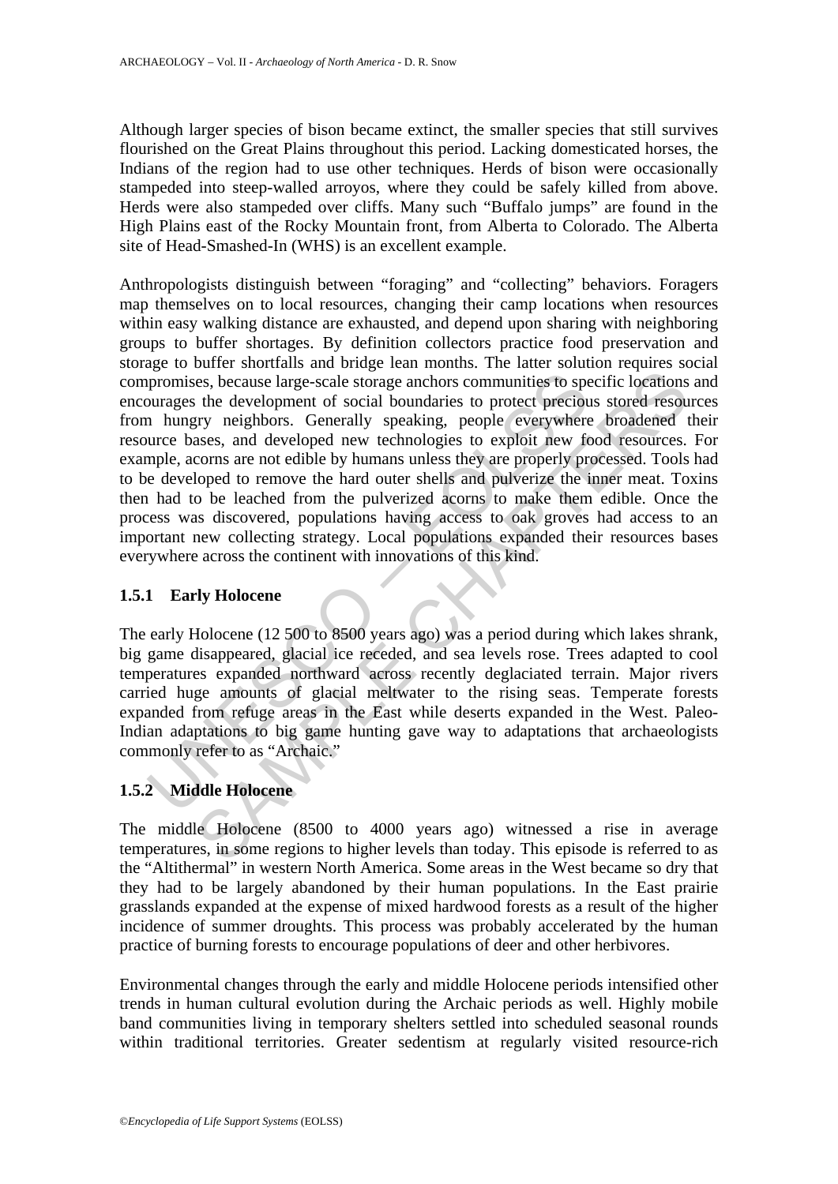Although larger species of bison became extinct, the smaller species that still survives flourished on the Great Plains throughout this period. Lacking domesticated horses, the Indians of the region had to use other techniques. Herds of bison were occasionally stampeded into steep-walled arroyos, where they could be safely killed from above. Herds were also stampeded over cliffs. Many such "Buffalo jumps" are found in the High Plains east of the Rocky Mountain front, from Alberta to Colorado. The Alberta site of Head-Smashed-In (WHS) is an excellent example.

Anthropologists distinguish between "foraging" and "collecting" behaviors. Foragers map themselves on to local resources, changing their camp locations when resources within easy walking distance are exhausted, and depend upon sharing with neighboring groups to buffer shortages. By definition collectors practice food preservation and storage to buffer shortfalls and bridge lean months. The latter solution requires social compromises, because large-scale storage anchors communities to specific locations and encourages the development of social boundaries to protect precious stored resources from hungry neighbors. Generally speaking, people everywhere broadened their resource bases, and developed new technologies to exploit new food resources. For example, acorns are not edible by humans unless they are properly processed. Tools had to be developed to remove the hard outer shells and pulverize the inner meat. Toxins then had to be leached from the pulverized acorns to make them edible. Once the process was discovered, populations having access to oak groves had access to an important new collecting strategy. Local populations expanded their resources bases everywhere across the continent with innovations of this kind.

### 1.5.1 Early Holocene

The early Holocene (12 500 to 8500 years ago) was a period during which lakes shrank, big game disappeared, glacial ice receded, and sea levels rose. Trees adapted to cool temperatures expanded northward across recently deglaciated terrain. Major rivers carried huge amounts of glacial meltwater to the rising seas. Temperate forests expanded from refuge areas in the East while deserts expanded in the West. Paleo-Indian adaptations to big game hunting gave way to adaptations that archaeologists commonly refer to as "Archaic."

### 1.5.2 Middle Holocene

The middle Holocene (8500 to 4000 years ago) witnessed a rise in average temperatures, in some regions to higher levels than today. This episode is referred to as the "Altithermal" in western North America. Some areas in the West became so dry that they had to be largely abandoned by their human populations. In the East prairie grasslands expanded at the expense of mixed hardwood forests as a result of the higher incidence of summer droughts. This process was probably accelerated by the human practice of burning forests to encourage populations of deer and other herbivores.

Environmental changes through the early and middle Holocene periods intensified other trends in human cultural evolution during the Archaic periods as well. Highly mobile band communities living in temporary shelters settled into scheduled seasonal rounds within traditional territories. Greater sedentism at regularly visited resource-rich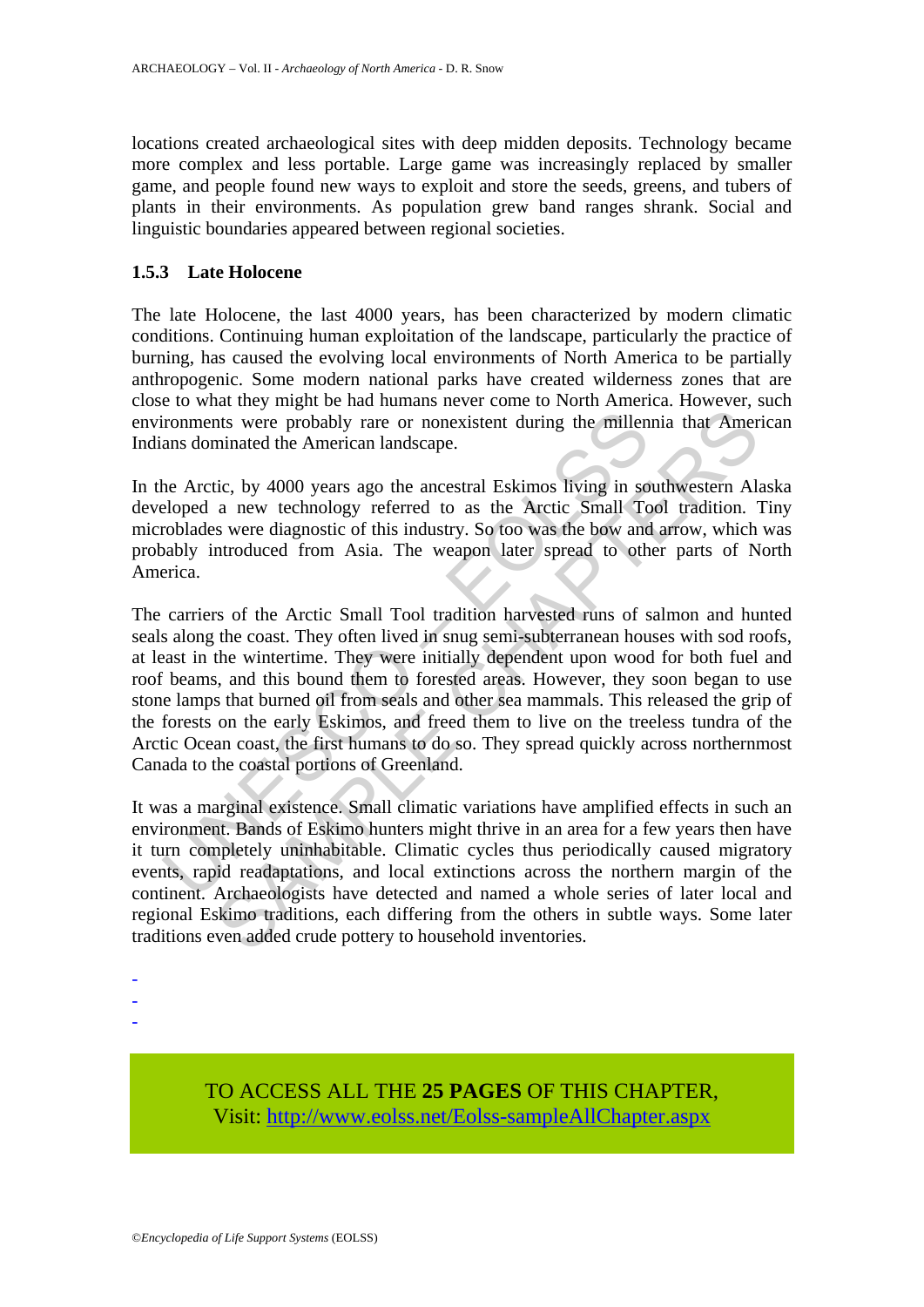locations created archaeological sites with deep midden deposits. Technology became more complex and less portable. Large game was increasingly replaced by smaller game, and people found new ways to exploit and store the seeds, greens, and tubers of plants in their environments. As population grew band ranges shrank. Social and linguistic boundaries appeared between regional societies.

### 1.5.3 Late Holocene

The late Holocene, the last 4000 years, has been characterized by modern climatic conditions. Continuing human exploitation of the landscape, particularly the practice of burning, has caused the evolving local environments of North America to be partially anthropogenic. Some modern national parks have created wilderness zones that are close to what they might be had humans never come to North America. However, such environments were probably rare or nonexistent during the millennia that American Indians dominated the American landscape.

In the Arctic, by 4000 years ago the ancestral Eskimos living in southwestern Alaska developed a new technology referred to as the Arctic Small Tool tradition. Tiny microblades were diagnostic of this industry. So too was the bow and arrow, which was probably introduced from Asia. The weapon later spread to other parts of North America.

The carriers of the Arctic Small Tool tradition harvested runs of salmon and hunted seals along the coast. They often lived in snug semi-subterranean houses with sod roofs, at least in the wintertime. They were initially dependent upon wood for both fuel and roof beams, and this bound them to forested areas. However, they soon began to use stone lamps that burned oil from seals and other sea mammals. This released the grip of the forests on the early Eskimos, and freed them to live on the treeless tundra of the Arctic Ocean coast, the first humans to do so. They spread quickly across northernmost Canada to the coastal portions of Greenland.

It was a marginal existence. Small climatic variations have amplified effects in such an environment. Bands of Eskimo hunters might thrive in an area for a few years then have it turn completely uninhabitable. Climatic cycles thus periodically caused migratory events, rapid readaptations, and local extinctions across the northern margin of the continent. Archaeologists have detected and named a whole series of later local and regional Eskimo traditions, each differing from the others in subtle ways. Some later traditions even added crude pottery to household inventories.

-
-
-

TO ACCESS ALL THE **25 PAGES** OF THIS CHAPTER,
Visit: http://www.eolss.net/Eolss-sampleAllChapter.aspx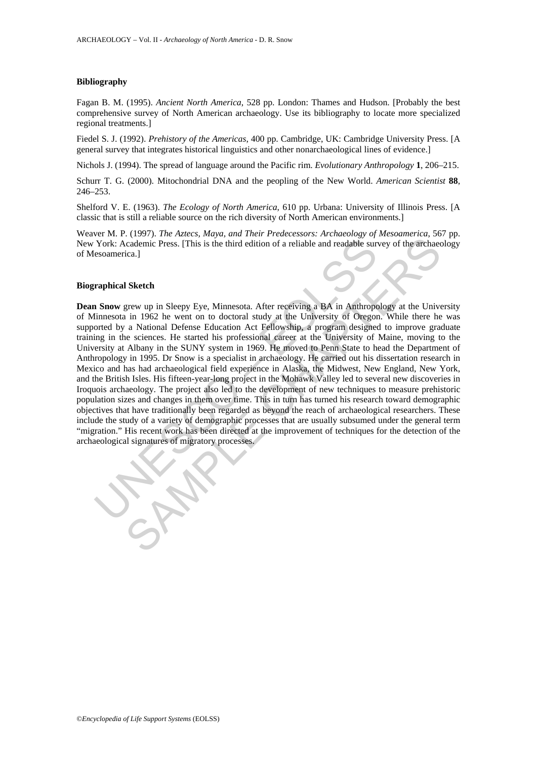### Bibliography

Fagan B. M. (1995). *Ancient North America*, 528 pp. London: Thames and Hudson. [Probably the best comprehensive survey of North American archaeology. Use its bibliography to locate more specialized regional treatments.]

Fiedel S. J. (1992). *Prehistory of the Americas*, 400 pp. Cambridge, UK: Cambridge University Press. [A general survey that integrates historical linguistics and other nonarchaeological lines of evidence.]

Nichols J. (1994). The spread of language around the Pacific rim. *Evolutionary Anthropology* **1**, 206–215.

Schurr T. G. (2000). Mitochondrial DNA and the peopling of the New World. *American Scientist* **88**, 246–253.

Shelford V. E. (1963). *The Ecology of North America*, 610 pp. Urbana: University of Illinois Press. [A classic that is still a reliable source on the rich diversity of North American environments.]

Weaver M. P. (1997). *The Aztecs, Maya, and Their Predecessors: Archaeology of Mesoamerica*, 567 pp. New York: Academic Press. [This is the third edition of a reliable and readable survey of the archaeology of Mesoamerica.]

### Biographical Sketch

**Dean Snow** grew up in Sleepy Eye, Minnesota. After receiving a BA in Anthropology at the University of Minnesota in 1962 he went on to doctoral study at the University of Oregon. While there he was supported by a National Defense Education Act Fellowship, a program designed to improve graduate training in the sciences. He started his professional career at the University of Maine, moving to the University at Albany in the SUNY system in 1969. He moved to Penn State to head the Department of Anthropology in 1995. Dr Snow is a specialist in archaeology. He carried out his dissertation research in Mexico and has had archaeological field experience in Alaska, the Midwest, New England, New York, and the British Isles. His fifteen-year-long project in the Mohawk Valley led to several new discoveries in Iroquois archaeology. The project also led to the development of new techniques to measure prehistoric population sizes and changes in them over time. This in turn has turned his research toward demographic objectives that have traditionally been regarded as beyond the reach of archaeological researchers. These include the study of a variety of demographic processes that are usually subsumed under the general term "migration." His recent work has been directed at the improvement of techniques for the detection of the archaeological signatures of migratory processes.